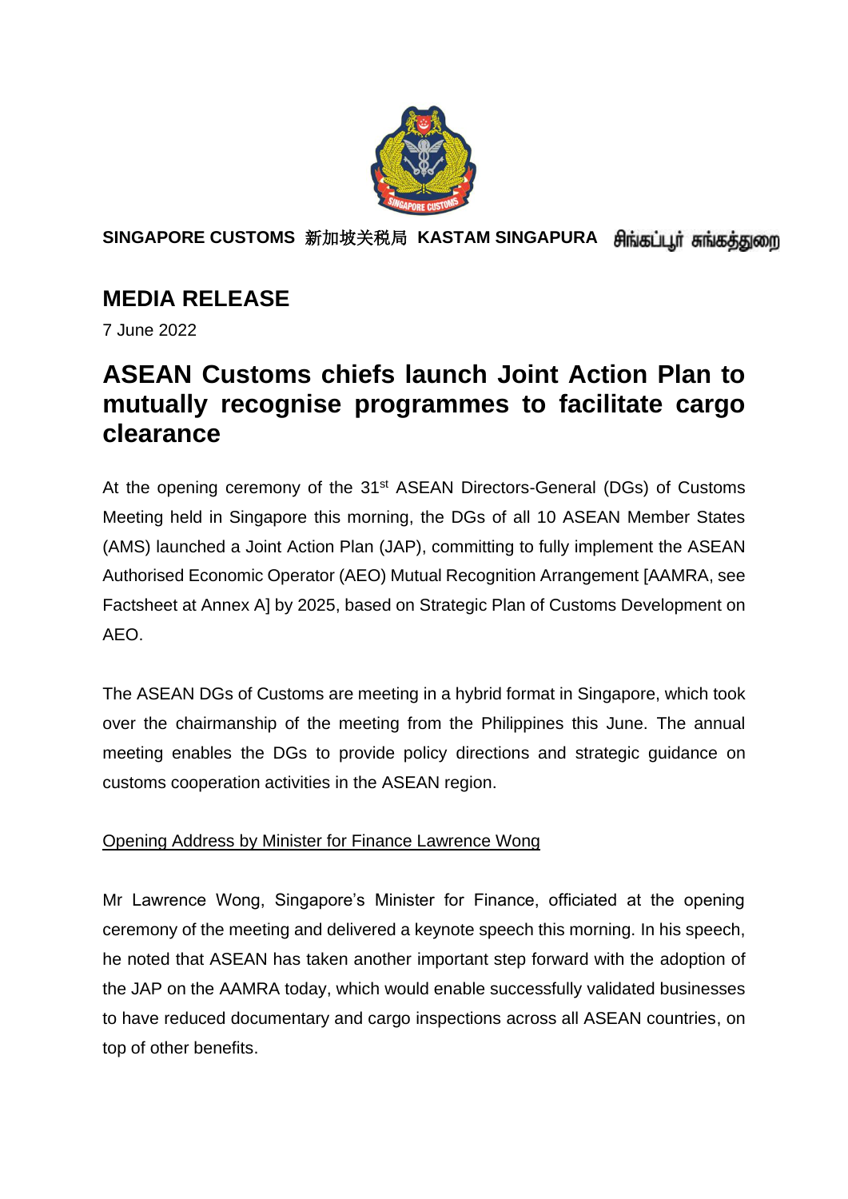**SINGAPORE CUSTOMS** 新加坡关税局 **KASTAM SINGAPURA** சிங்கப்பூர் சுங்கத்துறை

# MEDIA RELEASE

7 June 2022

## ASEAN Customs chiefs launch Joint Action Plan to mutually recognise programmes to facilitate cargo clearance

At the opening ceremony of the 31st ASEAN Directors-General (DGs) of Customs Meeting held in Singapore this morning, the DGs of all 10 ASEAN Member States (AMS) launched a Joint Action Plan (JAP), committing to fully implement the ASEAN Authorised Economic Operator (AEO) Mutual Recognition Arrangement [AAMRA, see Factsheet at Annex A] by 2025, based on Strategic Plan of Customs Development on AEO.

The ASEAN DGs of Customs are meeting in a hybrid format in Singapore, which took over the chairmanship of the meeting from the Philippines this June. The annual meeting enables the DGs to provide policy directions and strategic guidance on customs cooperation activities in the ASEAN region.

Opening Address by Minister for Finance Lawrence Wong

Mr Lawrence Wong, Singapore's Minister for Finance, officiated at the opening ceremony of the meeting and delivered a keynote speech this morning. In his speech, he noted that ASEAN has taken another important step forward with the adoption of the JAP on the AAMRA today, which would enable successfully validated businesses to have reduced documentary and cargo inspections across all ASEAN countries, on top of other benefits.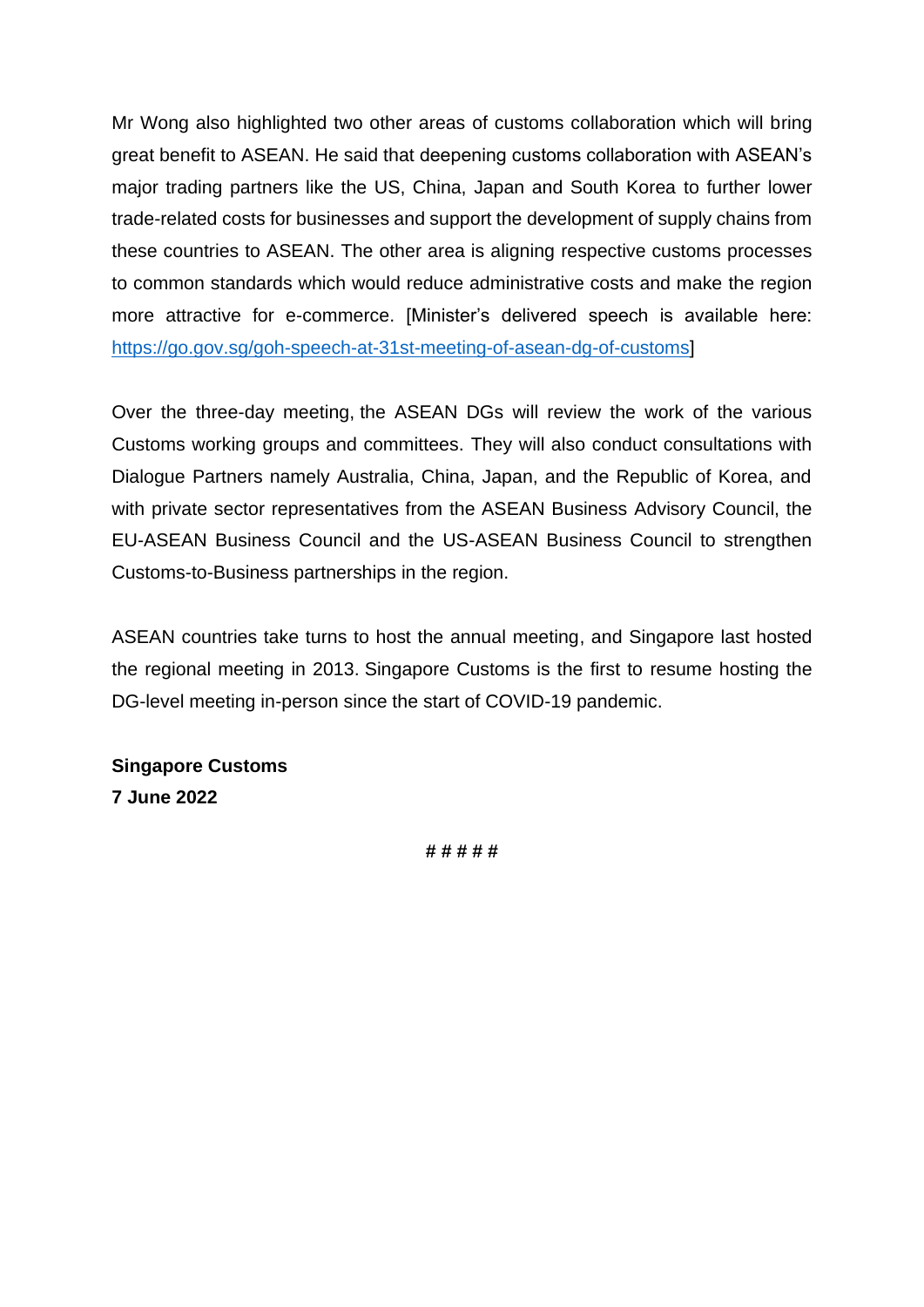Mr Wong also highlighted two other areas of customs collaboration which will bring great benefit to ASEAN. He said that deepening customs collaboration with ASEAN's major trading partners like the US, China, Japan and South Korea to further lower trade-related costs for businesses and support the development of supply chains from these countries to ASEAN. The other area is aligning respective customs processes to common standards which would reduce administrative costs and make the region more attractive for e-commerce. [Minister's delivered speech is available here: https://go.gov.sg/goh-speech-at-31st-meeting-of-asean-dg-of-customs]

Over the three-day meeting, the ASEAN DGs will review the work of the various Customs working groups and committees. They will also conduct consultations with Dialogue Partners namely Australia, China, Japan, and the Republic of Korea, and with private sector representatives from the ASEAN Business Advisory Council, the EU-ASEAN Business Council and the US-ASEAN Business Council to strengthen Customs-to-Business partnerships in the region.

ASEAN countries take turns to host the annual meeting, and Singapore last hosted the regional meeting in 2013. Singapore Customs is the first to resume hosting the DG-level meeting in-person since the start of COVID-19 pandemic.

**Singapore Customs**
**7 June 2022**

# # # # #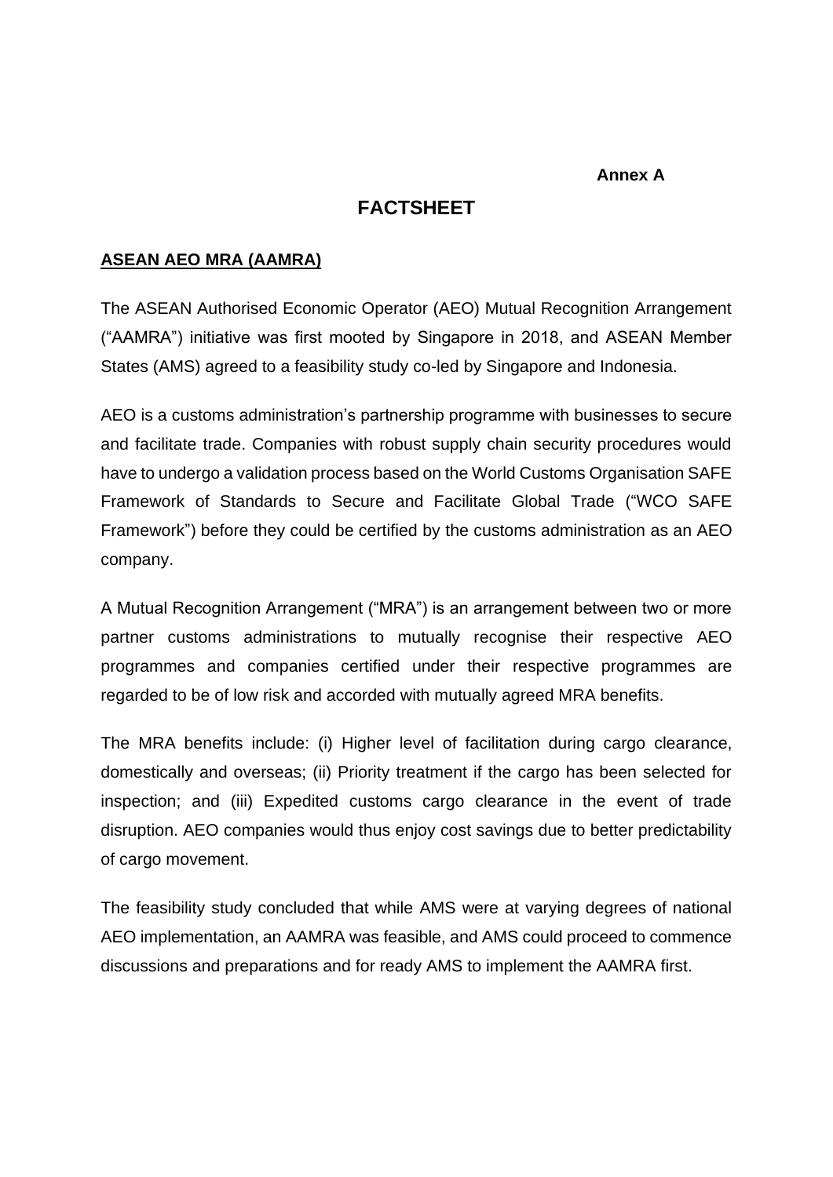**Annex A**

# FACTSHEET

**ASEAN AEO MRA (AAMRA)**

The ASEAN Authorised Economic Operator (AEO) Mutual Recognition Arrangement ("AAMRA") initiative was first mooted by Singapore in 2018, and ASEAN Member States (AMS) agreed to a feasibility study co-led by Singapore and Indonesia.

AEO is a customs administration's partnership programme with businesses to secure and facilitate trade. Companies with robust supply chain security procedures would have to undergo a validation process based on the World Customs Organisation SAFE Framework of Standards to Secure and Facilitate Global Trade ("WCO SAFE Framework") before they could be certified by the customs administration as an AEO company.

A Mutual Recognition Arrangement ("MRA") is an arrangement between two or more partner customs administrations to mutually recognise their respective AEO programmes and companies certified under their respective programmes are regarded to be of low risk and accorded with mutually agreed MRA benefits.

The MRA benefits include: (i) Higher level of facilitation during cargo clearance, domestically and overseas; (ii) Priority treatment if the cargo has been selected for inspection; and (iii) Expedited customs cargo clearance in the event of trade disruption. AEO companies would thus enjoy cost savings due to better predictability of cargo movement.

The feasibility study concluded that while AMS were at varying degrees of national AEO implementation, an AAMRA was feasible, and AMS could proceed to commence discussions and preparations and for ready AMS to implement the AAMRA first.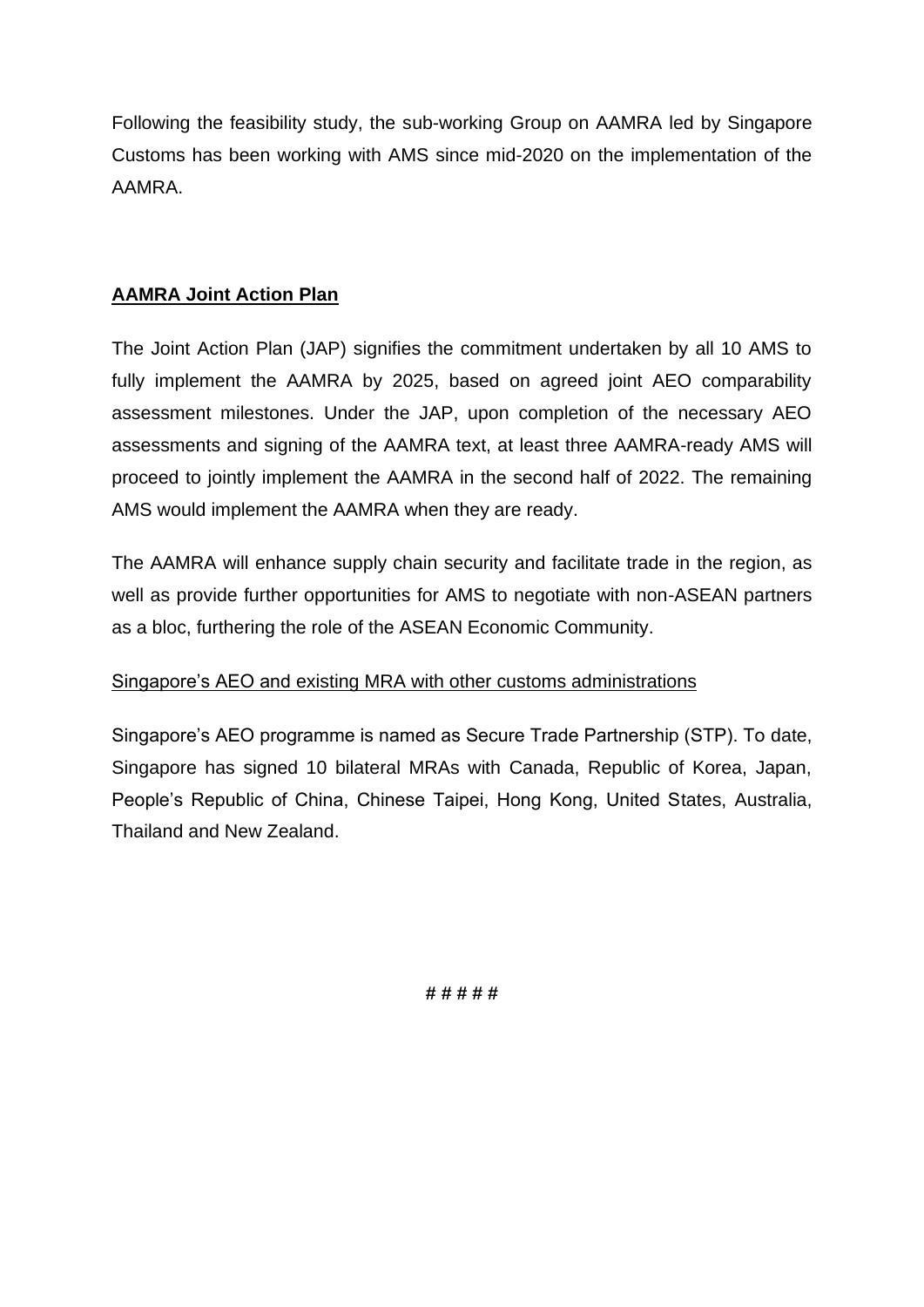Following the feasibility study, the sub-working Group on AAMRA led by Singapore Customs has been working with AMS since mid-2020 on the implementation of the AAMRA.

## **AAMRA Joint Action Plan**

The Joint Action Plan (JAP) signifies the commitment undertaken by all 10 AMS to fully implement the AAMRA by 2025, based on agreed joint AEO comparability assessment milestones. Under the JAP, upon completion of the necessary AEO assessments and signing of the AAMRA text, at least three AAMRA-ready AMS will proceed to jointly implement the AAMRA in the second half of 2022. The remaining AMS would implement the AAMRA when they are ready.

The AAMRA will enhance supply chain security and facilitate trade in the region, as well as provide further opportunities for AMS to negotiate with non-ASEAN partners as a bloc, furthering the role of the ASEAN Economic Community.

### Singapore's AEO and existing MRA with other customs administrations

Singapore's AEO programme is named as Secure Trade Partnership (STP). To date, Singapore has signed 10 bilateral MRAs with Canada, Republic of Korea, Japan, People's Republic of China, Chinese Taipei, Hong Kong, United States, Australia, Thailand and New Zealand.

# # # # #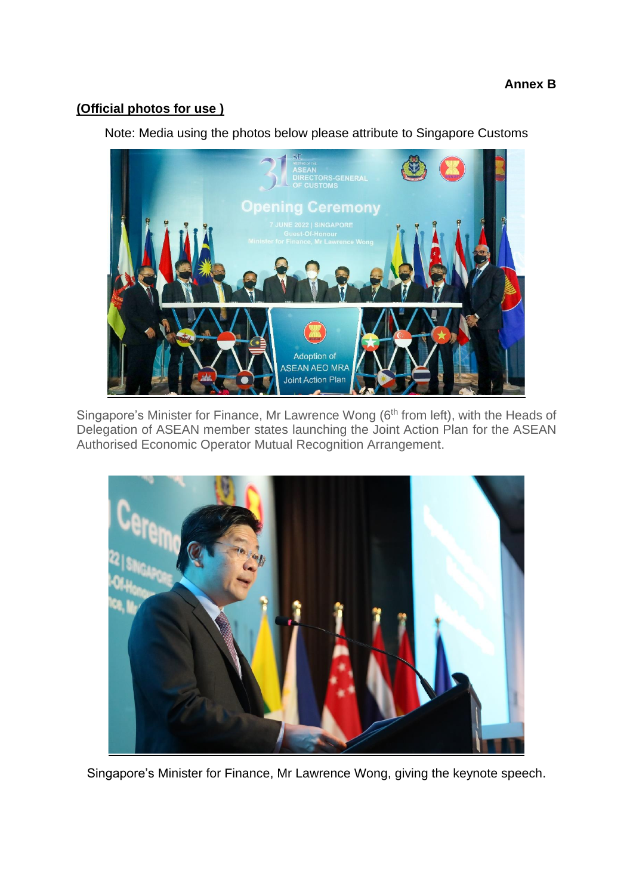**Annex B**

**(Official photos for use )**

Note: Media using the photos below please attribute to Singapore Customs

Singapore's Minister for Finance, Mr Lawrence Wong (6th from left), with the Heads of Delegation of ASEAN member states launching the Joint Action Plan for the ASEAN Authorised Economic Operator Mutual Recognition Arrangement.

Singapore's Minister for Finance, Mr Lawrence Wong, giving the keynote speech.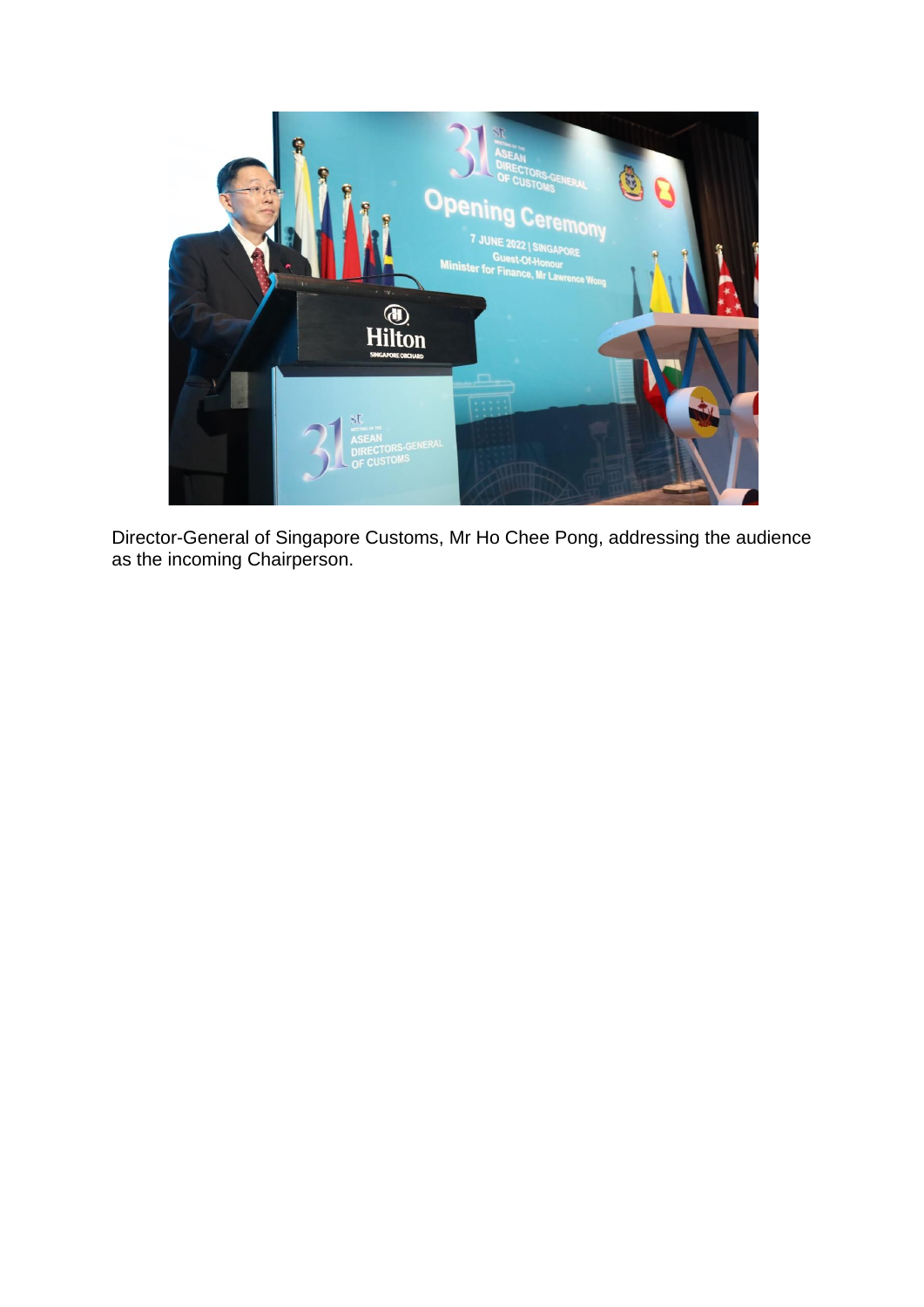Director-General of Singapore Customs, Mr Ho Chee Pong, addressing the audience as the incoming Chairperson.